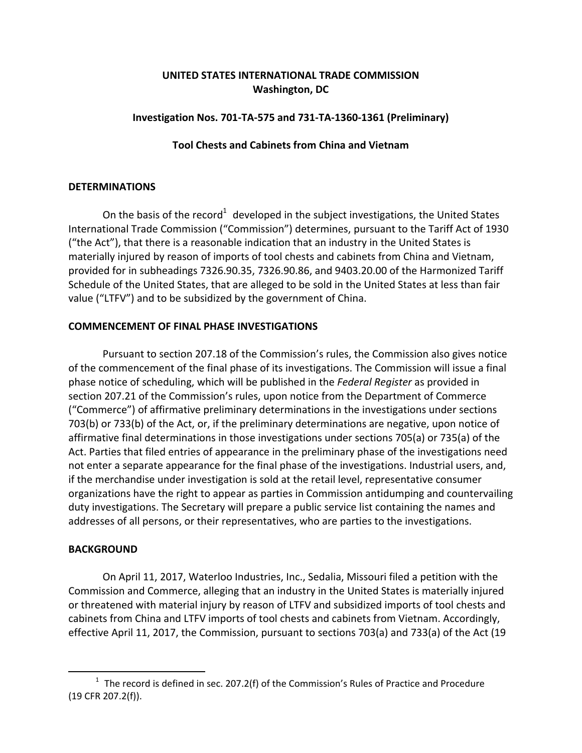**UNITED STATES INTERNATIONAL TRADE COMMISSION**
**Washington, DC**

**Investigation Nos. 701-TA-575 and 731-TA-1360-1361 (Preliminary)**

**Tool Chests and Cabinets from China and Vietnam**

## DETERMINATIONS

On the basis of the record[1] developed in the subject investigations, the United States International Trade Commission ("Commission") determines, pursuant to the Tariff Act of 1930 ("the Act"), that there is a reasonable indication that an industry in the United States is materially injured by reason of imports of tool chests and cabinets from China and Vietnam, provided for in subheadings 7326.90.35, 7326.90.86, and 9403.20.00 of the Harmonized Tariff Schedule of the United States, that are alleged to be sold in the United States at less than fair value ("LTFV") and to be subsidized by the government of China.

## COMMENCEMENT OF FINAL PHASE INVESTIGATIONS

Pursuant to section 207.18 of the Commission's rules, the Commission also gives notice of the commencement of the final phase of its investigations. The Commission will issue a final phase notice of scheduling, which will be published in the *Federal Register* as provided in section 207.21 of the Commission's rules, upon notice from the Department of Commerce ("Commerce") of affirmative preliminary determinations in the investigations under sections 703(b) or 733(b) of the Act, or, if the preliminary determinations are negative, upon notice of affirmative final determinations in those investigations under sections 705(a) or 735(a) of the Act. Parties that filed entries of appearance in the preliminary phase of the investigations need not enter a separate appearance for the final phase of the investigations. Industrial users, and, if the merchandise under investigation is sold at the retail level, representative consumer organizations have the right to appear as parties in Commission antidumping and countervailing duty investigations. The Secretary will prepare a public service list containing the names and addresses of all persons, or their representatives, who are parties to the investigations.

## BACKGROUND

On April 11, 2017, Waterloo Industries, Inc., Sedalia, Missouri filed a petition with the Commission and Commerce, alleging that an industry in the United States is materially injured or threatened with material injury by reason of LTFV and subsidized imports of tool chests and cabinets from China and LTFV imports of tool chests and cabinets from Vietnam. Accordingly, effective April 11, 2017, the Commission, pursuant to sections 703(a) and 733(a) of the Act (19

[1] The record is defined in sec. 207.2(f) of the Commission's Rules of Practice and Procedure (19 CFR 207.2(f)).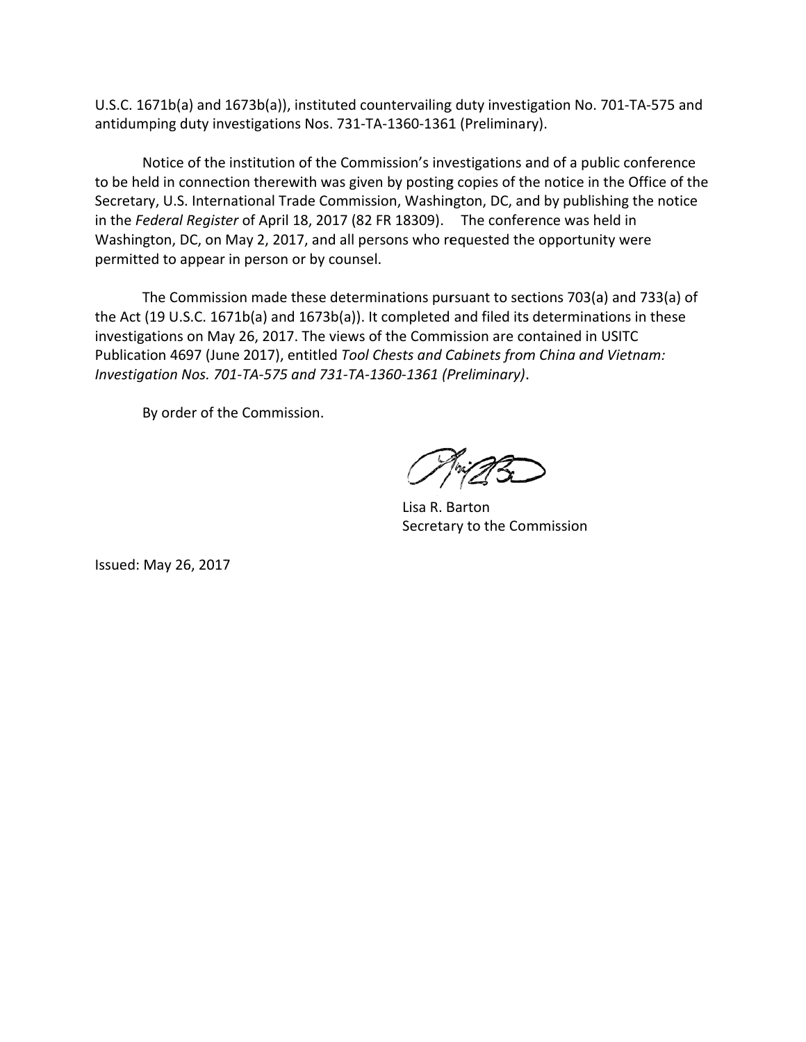U.S.C. 1671b(a) and 1673b(a)), instituted countervailing duty investigation No. 701-TA-575 and antidumping duty investigations Nos. 731-TA-1360-1361 (Preliminary).

Notice of the institution of the Commission's investigations and of a public conference to be held in connection therewith was given by posting copies of the notice in the Office of the Secretary, U.S. International Trade Commission, Washington, DC, and by publishing the notice in the *Federal Register* of April 18, 2017 (82 FR 18309). The conference was held in Washington, DC, on May 2, 2017, and all persons who requested the opportunity were permitted to appear in person or by counsel.

The Commission made these determinations pursuant to sections 703(a) and 733(a) of the Act (19 U.S.C. 1671b(a) and 1673b(a)). It completed and filed its determinations in these investigations on May 26, 2017. The views of the Commission are contained in USITC Publication 4697 (June 2017), entitled *Tool Chests and Cabinets from China and Vietnam: Investigation Nos. 701-TA-575 and 731-TA-1360-1361 (Preliminary)*.

By order of the Commission.

Lisa R. Barton
Secretary to the Commission

Issued: May 26, 2017